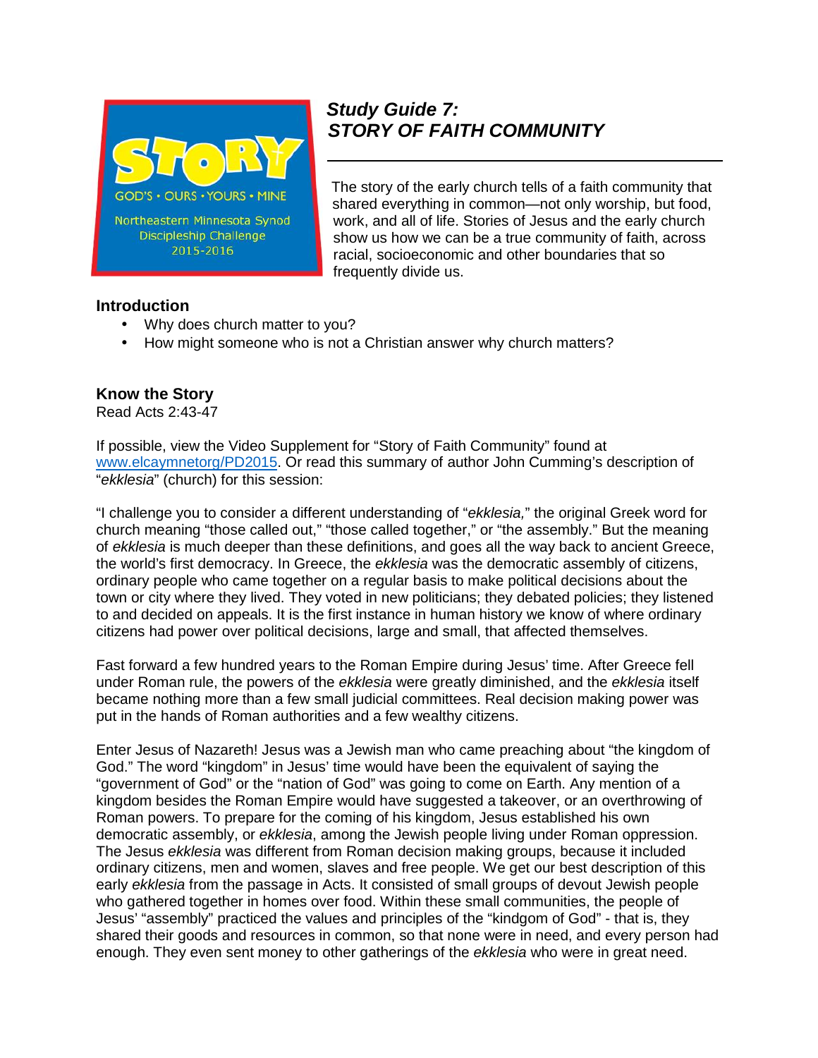STORY

GOD'S • OURS • YOURS • MINE

Northeastern Minnesota Synod
Discipleship Challenge
2015-2016

# *Study Guide 7: STORY OF FAITH COMMUNITY*

The story of the early church tells of a faith community that shared everything in common—not only worship, but food, work, and all of life. Stories of Jesus and the early church show us how we can be a true community of faith, across racial, socioeconomic and other boundaries that so frequently divide us.

## Introduction

- Why does church matter to you?
- How might someone who is not a Christian answer why church matters?

## Know the Story

Read Acts 2:43-47

If possible, view the Video Supplement for "Story of Faith Community" found at [www.elcaymnetorg/PD2015](www.elcaymnetorg/PD2015). Or read this summary of author John Cumming's description of "*ekklesia*" (church) for this session:

"I challenge you to consider a different understanding of "*ekklesia,*" the original Greek word for church meaning "those called out," "those called together," or "the assembly." But the meaning of *ekklesia* is much deeper than these definitions, and goes all the way back to ancient Greece, the world's first democracy. In Greece, the *ekklesia* was the democratic assembly of citizens, ordinary people who came together on a regular basis to make political decisions about the town or city where they lived. They voted in new politicians; they debated policies; they listened to and decided on appeals. It is the first instance in human history we know of where ordinary citizens had power over political decisions, large and small, that affected themselves.

Fast forward a few hundred years to the Roman Empire during Jesus' time. After Greece fell under Roman rule, the powers of the *ekklesia* were greatly diminished, and the *ekklesia* itself became nothing more than a few small judicial committees. Real decision making power was put in the hands of Roman authorities and a few wealthy citizens.

Enter Jesus of Nazareth! Jesus was a Jewish man who came preaching about "the kingdom of God." The word "kingdom" in Jesus' time would have been the equivalent of saying the "government of God" or the "nation of God" was going to come on Earth. Any mention of a kingdom besides the Roman Empire would have suggested a takeover, or an overthrowing of Roman powers. To prepare for the coming of his kingdom, Jesus established his own democratic assembly, or *ekklesia*, among the Jewish people living under Roman oppression. The Jesus *ekklesia* was different from Roman decision making groups, because it included ordinary citizens, men and women, slaves and free people. We get our best description of this early *ekklesia* from the passage in Acts. It consisted of small groups of devout Jewish people who gathered together in homes over food. Within these small communities, the people of Jesus' "assembly" practiced the values and principles of the "kindgom of God" - that is, they shared their goods and resources in common, so that none were in need, and every person had enough. They even sent money to other gatherings of the *ekklesia* who were in great need.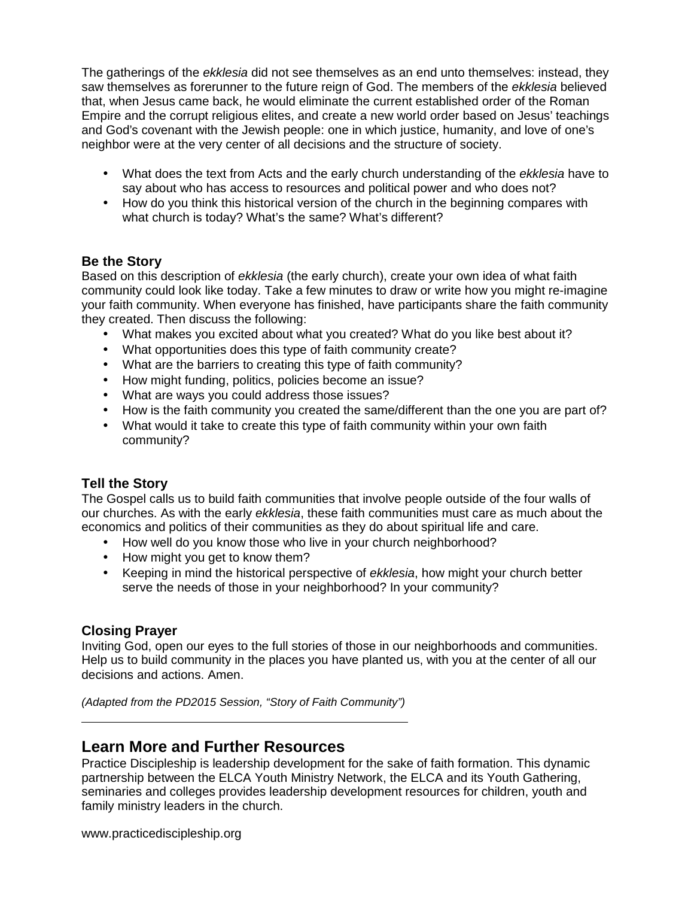The gatherings of the *ekklesia* did not see themselves as an end unto themselves: instead, they saw themselves as forerunner to the future reign of God. The members of the *ekklesia* believed that, when Jesus came back, he would eliminate the current established order of the Roman Empire and the corrupt religious elites, and create a new world order based on Jesus' teachings and God's covenant with the Jewish people: one in which justice, humanity, and love of one's neighbor were at the very center of all decisions and the structure of society.

- What does the text from Acts and the early church understanding of the *ekklesia* have to say about who has access to resources and political power and who does not?
- How do you think this historical version of the church in the beginning compares with what church is today? What's the same? What's different?

### Be the Story

Based on this description of *ekklesia* (the early church), create your own idea of what faith community could look like today. Take a few minutes to draw or write how you might re-imagine your faith community. When everyone has finished, have participants share the faith community they created. Then discuss the following:

- What makes you excited about what you created? What do you like best about it?
- What opportunities does this type of faith community create?
- What are the barriers to creating this type of faith community?
- How might funding, politics, policies become an issue?
- What are ways you could address those issues?
- How is the faith community you created the same/different than the one you are part of?
- What would it take to create this type of faith community within your own faith community?

### Tell the Story

The Gospel calls us to build faith communities that involve people outside of the four walls of our churches. As with the early *ekklesia*, these faith communities must care as much about the economics and politics of their communities as they do about spiritual life and care.

- How well do you know those who live in your church neighborhood?
- How might you get to know them?
- Keeping in mind the historical perspective of *ekklesia*, how might your church better serve the needs of those in your neighborhood? In your community?

### Closing Prayer

Inviting God, open our eyes to the full stories of those in our neighborhoods and communities. Help us to build community in the places you have planted us, with you at the center of all our decisions and actions. Amen.

*(Adapted from the PD2015 Session, "Story of Faith Community")*

---

## Learn More and Further Resources

Practice Discipleship is leadership development for the sake of faith formation. This dynamic partnership between the ELCA Youth Ministry Network, the ELCA and its Youth Gathering, seminaries and colleges provides leadership development resources for children, youth and family ministry leaders in the church.

www.practicediscipleship.org